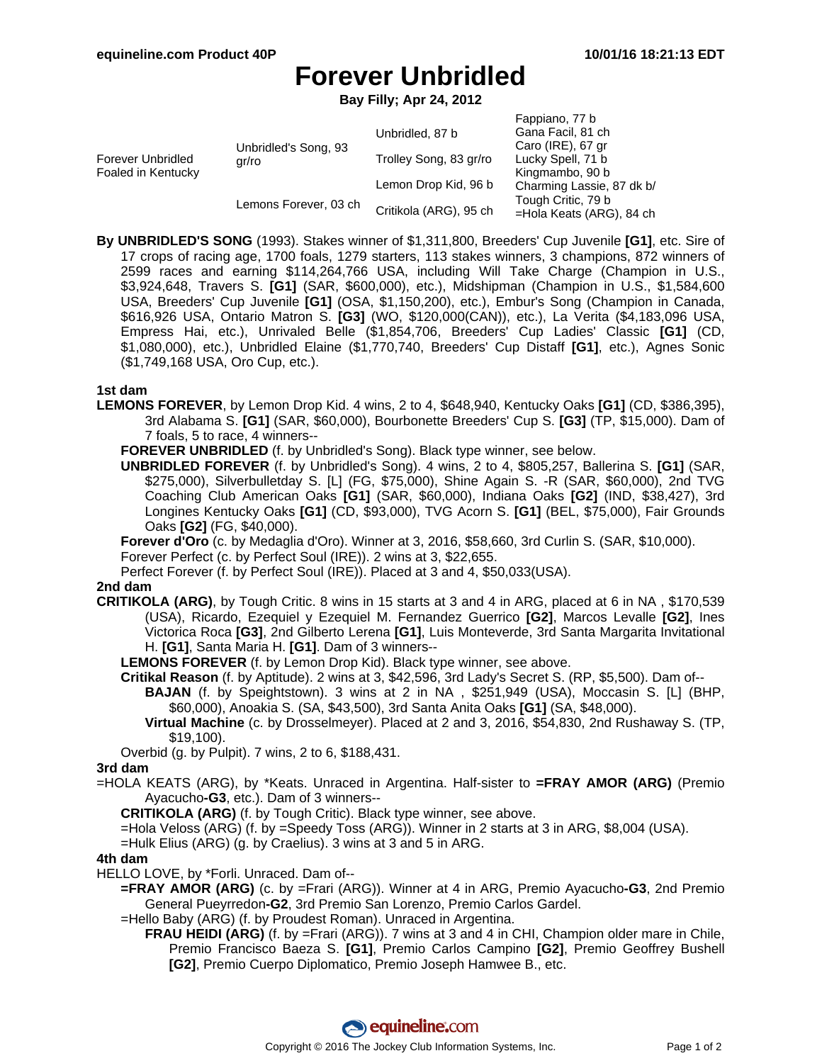# Forever Unbridled

**Bay Filly; Apr 24, 2012**

| | | | |
|---|---|---|---|
| Forever Unbridled Foaled in Kentucky | Unbridled's Song, 93 gr/ro | Unbridled, 87 b | Fappiano, 77 b |
| | | | Gana Facil, 81 ch |
| | | Trolley Song, 83 gr/ro | Caro (IRE), 67 gr |
| | | | Lucky Spell, 71 b |
| | Lemons Forever, 03 ch | Lemon Drop Kid, 96 b | Kingmambo, 90 b |
| | | | Charming Lassie, 87 dk b/ |
| | | Critikola (ARG), 95 ch | Tough Critic, 79 b |
| | | | =Hola Keats (ARG), 84 ch |

**By UNBRIDLED'S SONG** (1993). Stakes winner of $1,311,800, Breeders' Cup Juvenile **[G1]**, etc. Sire of 17 crops of racing age, 1700 foals, 1279 starters, 113 stakes winners, 3 champions, 872 winners of 2599 races and earning $114,264,766 USA, including Will Take Charge (Champion in U.S., $3,924,648, Travers S. **[G1]** (SAR, $600,000), etc.), Midshipman (Champion in U.S., $1,584,600 USA, Breeders' Cup Juvenile **[G1]** (OSA, $1,150,200), etc.), Embur's Song (Champion in Canada, $616,926 USA, Ontario Matron S. **[G3]** (WO, $120,000(CAN)), etc.), La Verita ($4,183,096 USA, Empress Hai, etc.), Unrivaled Belle ($1,854,706, Breeders' Cup Ladies' Classic **[G1]** (CD, $1,080,000), etc.), Unbridled Elaine ($1,770,740, Breeders' Cup Distaff **[G1]**, etc.), Agnes Sonic ($1,749,168 USA, Oro Cup, etc.).

**1st dam**

**LEMONS FOREVER**, by Lemon Drop Kid. 4 wins, 2 to 4, $648,940, Kentucky Oaks **[G1]** (CD, $386,395), 3rd Alabama S. **[G1]** (SAR, $60,000), Bourbonette Breeders' Cup S. **[G3]** (TP, $15,000). Dam of 7 foals, 5 to race, 4 winners--

- **FOREVER UNBRIDLED** (f. by Unbridled's Song). Black type winner, see below.
- **UNBRIDLED FOREVER** (f. by Unbridled's Song). 4 wins, 2 to 4, $805,257, Ballerina S. **[G1]** (SAR, $275,000), Silverbulletday S. [L] (FG, $75,000), Shine Again S. -R (SAR, $60,000), 2nd TVG Coaching Club American Oaks **[G1]** (SAR, $60,000), Indiana Oaks **[G2]** (IND, $38,427), 3rd Longines Kentucky Oaks **[G1]** (CD, $93,000), TVG Acorn S. **[G1]** (BEL, $75,000), Fair Grounds Oaks **[G2]** (FG, $40,000).
- **Forever d'Oro** (c. by Medaglia d'Oro). Winner at 3, 2016, $58,660, 3rd Curlin S. (SAR, $10,000).
- Forever Perfect (c. by Perfect Soul (IRE)). 2 wins at 3, $22,655.
- Perfect Forever (f. by Perfect Soul (IRE)). Placed at 3 and 4, $50,033(USA).

**2nd dam**

**CRITIKOLA (ARG)**, by Tough Critic. 8 wins in 15 starts at 3 and 4 in ARG, placed at 6 in NA , $170,539 (USA), Ricardo, Ezequiel y Ezequiel M. Fernandez Guerrico **[G2]**, Marcos Levalle **[G2]**, Ines Victorica Roca **[G3]**, 2nd Gilberto Lerena **[G1]**, Luis Monteverde, 3rd Santa Margarita Invitational H. **[G1]**, Santa Maria H. **[G1]**. Dam of 3 winners--

- **LEMONS FOREVER** (f. by Lemon Drop Kid). Black type winner, see above.
- **Critikal Reason** (f. by Aptitude). 2 wins at 3, $42,596, 3rd Lady's Secret S. (RP, $5,500). Dam of--
  - **BAJAN** (f. by Speightstown). 3 wins at 2 in NA , $251,949 (USA), Moccasin S. [L] (BHP, $60,000), Anoakia S. (SA, $43,500), 3rd Santa Anita Oaks **[G1]** (SA, $48,000).
  - **Virtual Machine** (c. by Drosselmeyer). Placed at 2 and 3, 2016, $54,830, 2nd Rushaway S. (TP, $19,100).
- Overbid (g. by Pulpit). 7 wins, 2 to 6, $188,431.

**3rd dam**

=HOLA KEATS (ARG), by *Keats. Unraced in Argentina. Half-sister to **=FRAY AMOR (ARG)** (Premio Ayacucho-**G3**, etc.). Dam of 3 winners--

- **CRITIKOLA (ARG)** (f. by Tough Critic). Black type winner, see above.
- =Hola Veloss (ARG) (f. by =Speedy Toss (ARG)). Winner in 2 starts at 3 in ARG, $8,004 (USA).
- =Hulk Elius (ARG) (g. by Craelius). 3 wins at 3 and 5 in ARG.

**4th dam**

HELLO LOVE, by *Forli. Unraced. Dam of--

- **=FRAY AMOR (ARG)** (c. by =Frari (ARG)). Winner at 4 in ARG, Premio Ayacucho-**G3**, 2nd Premio General Pueyrredon-**G2**, 3rd Premio San Lorenzo, Premio Carlos Gardel.
- =Hello Baby (ARG) (f. by Proudest Roman). Unraced in Argentina.
  - **FRAU HEIDI (ARG)** (f. by =Frari (ARG)). 7 wins at 3 and 4 in CHI, Champion older mare in Chile, Premio Francisco Baeza S. **[G1]**, Premio Carlos Campino **[G2]**, Premio Geoffrey Bushell **[G2]**, Premio Cuerpo Diplomatico, Premio Joseph Hamwee B., etc.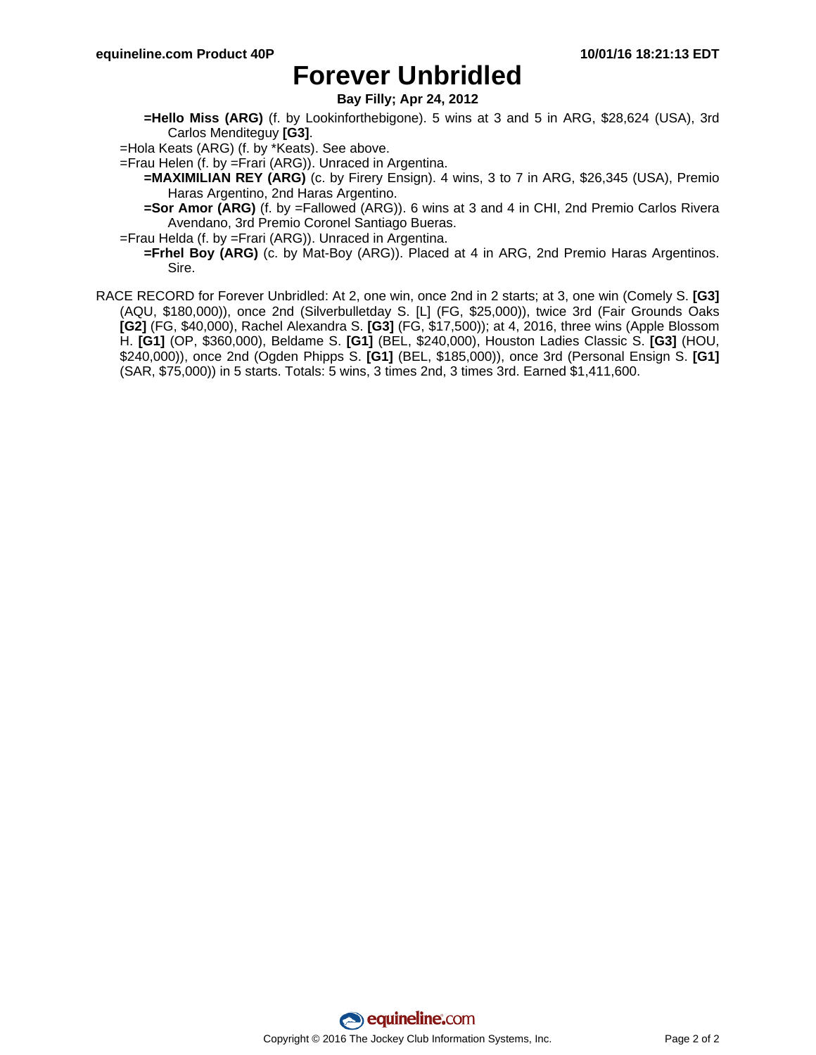# Forever Unbridled

**Bay Filly; Apr 24, 2012**

**=Hello Miss (ARG)** (f. by Lookinforthebigone). 5 wins at 3 and 5 in ARG, $28,624 (USA), 3rd Carlos Menditeguy **[G3]**.

=Hola Keats (ARG) (f. by *Keats). See above.

=Frau Helen (f. by =Frari (ARG)). Unraced in Argentina.

**=MAXIMILIAN REY (ARG)** (c. by Firery Ensign). 4 wins, 3 to 7 in ARG, $26,345 (USA), Premio Haras Argentino, 2nd Haras Argentino.

**=Sor Amor (ARG)** (f. by =Fallowed (ARG)). 6 wins at 3 and 4 in CHI, 2nd Premio Carlos Rivera Avendano, 3rd Premio Coronel Santiago Bueras.

=Frau Helda (f. by =Frari (ARG)). Unraced in Argentina.

**=Frhel Boy (ARG)** (c. by Mat-Boy (ARG)). Placed at 4 in ARG, 2nd Premio Haras Argentinos. Sire.

RACE RECORD for Forever Unbridled: At 2, one win, once 2nd in 2 starts; at 3, one win (Comely S. **[G3]** (AQU, $180,000)), once 2nd (Silverbulletday S. [L] (FG, $25,000)), twice 3rd (Fair Grounds Oaks **[G2]** (FG, $40,000), Rachel Alexandra S. **[G3]** (FG, $17,500)); at 4, 2016, three wins (Apple Blossom H. **[G1]** (OP, $360,000), Beldame S. **[G1]** (BEL, $240,000), Houston Ladies Classic S. **[G3]** (HOU, $240,000)), once 2nd (Ogden Phipps S. **[G1]** (BEL, $185,000)), once 3rd (Personal Ensign S. **[G1]** (SAR, $75,000)) in 5 starts. Totals: 5 wins, 3 times 2nd, 3 times 3rd. Earned $1,411,600.